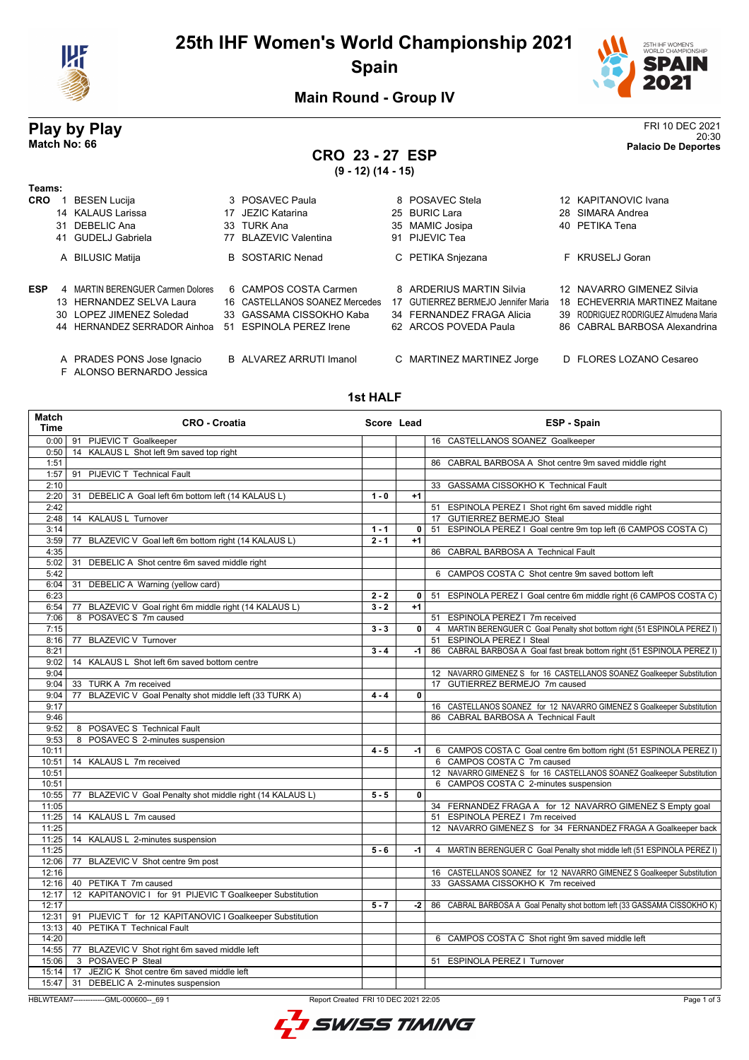# 25th IHF Women's World Championship 2021
## Spain
### Main Round - Group IV

**Play by Play**
**Match No: 66**

FRI 10 DEC 2021
20:30
**Palacio De Deportes**

## CRO 23 - 27 ESP
**(9 - 12) (14 - 15)**

**Teams:**

**CRO**
1 BESEN Lucija, 3 POSAVEC Paula, 8 POSAVEC Stela, 12 KAPITANOVIC Ivana
14 KALAUS Larissa, 17 JEZIC Katarina, 25 BURIC Lara, 28 SIMARA Andrea
31 DEBELIC Ana, 33 TURK Ana, 35 MAMIC Josipa, 40 PETIKA Tena
41 GUDELJ Gabriela, 77 BLAZEVIC Valentina, 91 PIJEVIC Tea

A BILUSIC Matija, B SOSTARIC Nenad, C PETIKA Snjezana, F KRUSELJ Goran

**ESP**
4 MARTIN BERENGUER Carmen Dolores, 6 CAMPOS COSTA Carmen, 8 ARDERIUS MARTIN Silvia, 12 NAVARRO GIMENEZ Silvia
13 HERNANDEZ SELVA Laura, 16 CASTELLANOS SOANEZ Mercedes, 17 GUTIERREZ BERMEJO Jennifer Maria, 18 ECHEVERRIA MARTINEZ Maitane
30 LOPEZ JIMENEZ Soledad, 33 GASSAMA CISSOKHO Kaba, 34 FERNANDEZ FRAGA Alicia, 39 RODRIGUEZ RODRIGUEZ Almudena Maria
44 HERNANDEZ SERRADOR Ainhoa, 51 ESPINOLA PEREZ Irene, 62 ARCOS POVEDA Paula, 86 CABRAL BARBOSA Alexandrina

A PRADES PONS Jose Ignacio, B ALVAREZ ARRUTI Imanol, C MARTINEZ MARTINEZ Jorge, D FLORES LOZANO Cesareo
F ALONSO BERNARDO Jessica

### 1st HALF

| Match Time | CRO - Croatia | Score | Lead | ESP - Spain |
|---|---|---|---|---|
| 0:00 | 91 PIJEVIC T Goalkeeper | | | 16 CASTELLANOS SOANEZ Goalkeeper |
| 0:50 | 14 KALAUS L Shot left 9m saved top right | | | |
| 1:51 | | | | 86 CABRAL BARBOSA A Shot centre 9m saved middle right |
| 1:57 | 91 PIJEVIC T Technical Fault | | | |
| 2:10 | | | | 33 GASSAMA CISSOKHO K Technical Fault |
| 2:20 | 31 DEBELIC A Goal left 6m bottom left (14 KALAUS L) | 1 - 0 | +1 | |
| 2:42 | | | | 51 ESPINOLA PEREZ I Shot right 6m saved middle right |
| 2:48 | 14 KALAUS L Turnover | | | 17 GUTIERREZ BERMEJO Steal |
| 3:14 | | 1 - 1 | 0 | 51 ESPINOLA PEREZ I Goal centre 9m top left (6 CAMPOS COSTA C) |
| 3:59 | 77 BLAZEVIC V Goal left 6m bottom right (14 KALAUS L) | 2 - 1 | +1 | |
| 4:35 | | | | 86 CABRAL BARBOSA A Technical Fault |
| 5:02 | 31 DEBELIC A Shot centre 6m saved middle right | | | |
| 5:42 | | | | 6 CAMPOS COSTA C Shot centre 9m saved bottom left |
| 6:04 | 31 DEBELIC A Warning (yellow card) | | | |
| 6:23 | | 2 - 2 | 0 | 51 ESPINOLA PEREZ I Goal centre 6m middle right (6 CAMPOS COSTA C) |
| 6:54 | 77 BLAZEVIC V Goal right 6m middle right (14 KALAUS L) | 3 - 2 | +1 | |
| 7:06 | 8 POSAVEC S 7m caused | | | 51 ESPINOLA PEREZ I 7m received |
| 7:15 | | 3 - 3 | 0 | 4 MARTIN BERENGUER C Goal Penalty shot bottom right (51 ESPINOLA PEREZ I) |
| 8:16 | 77 BLAZEVIC V Turnover | | | 51 ESPINOLA PEREZ I Steal |
| 8:21 | | 3 - 4 | -1 | 86 CABRAL BARBOSA A Goal fast break bottom right (51 ESPINOLA PEREZ I) |
| 9:02 | 14 KALAUS L Shot left 6m saved bottom centre | | | |
| 9:04 | | | | 12 NAVARRO GIMENEZ S for 16 CASTELLANOS SOANEZ Goalkeeper Substitution |
| 9:04 | 33 TURK A 7m received | | | 17 GUTIERREZ BERMEJO 7m caused |
| 9:04 | 77 BLAZEVIC V Goal Penalty shot middle left (33 TURK A) | 4 - 4 | 0 | |
| 9:17 | | | | 16 CASTELLANOS SOANEZ for 12 NAVARRO GIMENEZ S Goalkeeper Substitution |
| 9:46 | | | | 86 CABRAL BARBOSA A Technical Fault |
| 9:52 | 8 POSAVEC S Technical Fault | | | |
| 9:53 | 8 POSAVEC S 2-minutes suspension | | | |
| 10:11 | | 4 - 5 | -1 | 6 CAMPOS COSTA C Goal centre 6m bottom right (51 ESPINOLA PEREZ I) |
| 10:51 | 14 KALAUS L 7m received | | | 6 CAMPOS COSTA C 7m caused |
| 10:51 | | | | 12 NAVARRO GIMENEZ S for 16 CASTELLANOS SOANEZ Goalkeeper Substitution |
| 10:51 | | | | 6 CAMPOS COSTA C 2-minutes suspension |
| 10:55 | 77 BLAZEVIC V Goal Penalty shot middle right (14 KALAUS L) | 5 - 5 | 0 | |
| 11:05 | | | | 34 FERNANDEZ FRAGA A for 12 NAVARRO GIMENEZ S Empty goal |
| 11:25 | 14 KALAUS L 7m caused | | | 51 ESPINOLA PEREZ I 7m received |
| 11:25 | | | | 12 NAVARRO GIMENEZ S for 34 FERNANDEZ FRAGA A Goalkeeper back |
| 11:25 | 14 KALAUS L 2-minutes suspension | | | |
| 11:25 | | 5 - 6 | -1 | 4 MARTIN BERENGUER C Goal Penalty shot middle left (51 ESPINOLA PEREZ I) |
| 12:06 | 77 BLAZEVIC V Shot centre 9m post | | | |
| 12:16 | | | | 16 CASTELLANOS SOANEZ for 12 NAVARRO GIMENEZ S Goalkeeper Substitution |
| 12:16 | 40 PETIKA T 7m caused | | | 33 GASSAMA CISSOKHO K 7m received |
| 12:17 | 12 KAPITANOVIC I for 91 PIJEVIC T Goalkeeper Substitution | | | |
| 12:17 | | 5 - 7 | -2 | 86 CABRAL BARBOSA A Goal Penalty shot bottom left (33 GASSAMA CISSOKHO K) |
| 12:31 | 91 PIJEVIC T for 12 KAPITANOVIC I Goalkeeper Substitution | | | |
| 13:13 | 40 PETIKA T Technical Fault | | | |
| 14:20 | | | | 6 CAMPOS COSTA C Shot right 9m saved middle left |
| 14:55 | 77 BLAZEVIC V Shot right 6m saved middle left | | | |
| 15:06 | 3 POSAVEC P Steal | | | 51 ESPINOLA PEREZ I Turnover |
| 15:14 | 17 JEZIC K Shot centre 6m saved middle left | | | |
| 15:47 | 31 DEBELIC A 2-minutes suspension | | | |

HBLWTEAM7-------------GML-000600--_69 1 Report Created FRI 10 DEC 2021 22:05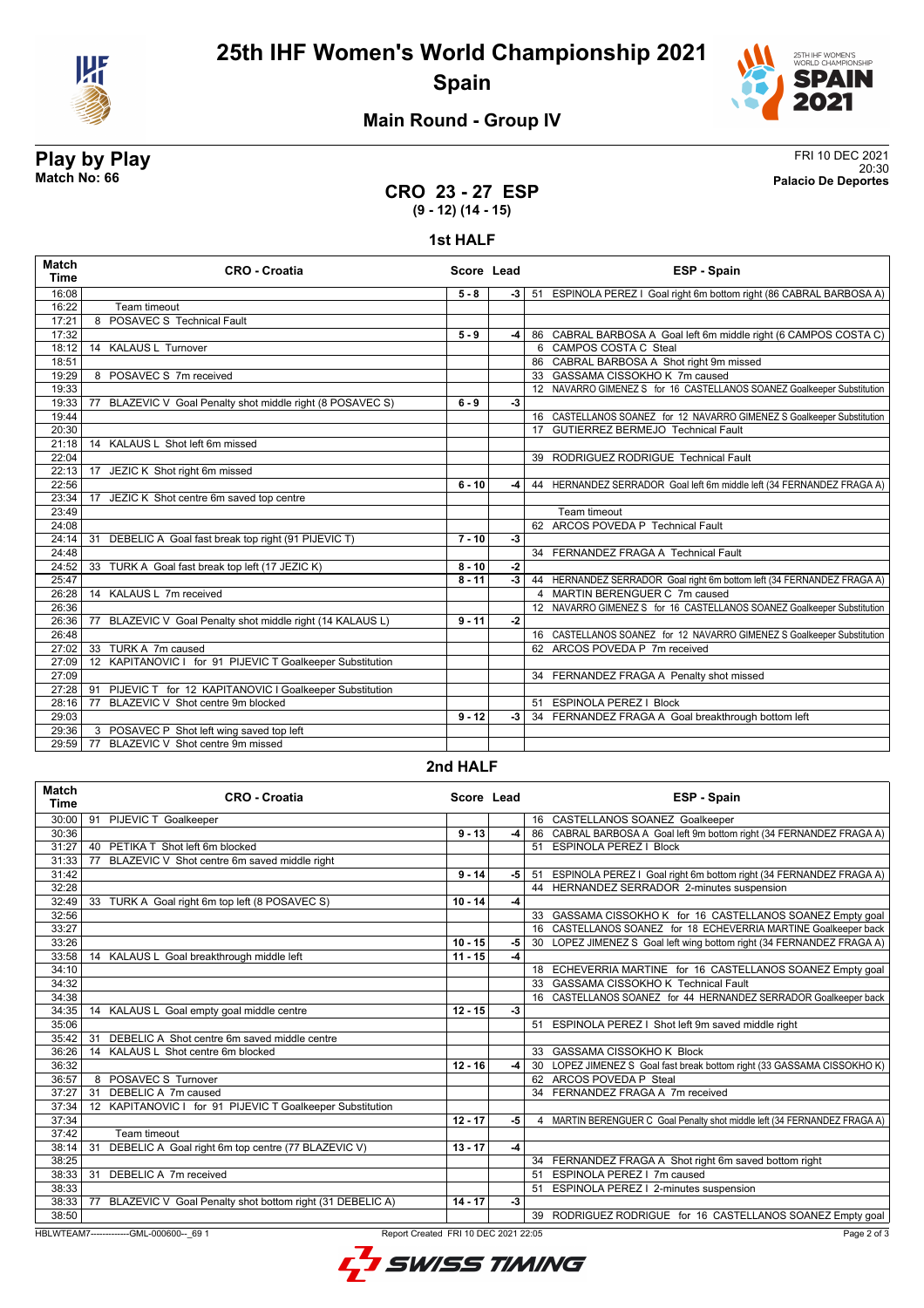# 25th IHF Women's World Championship 2021

## Spain

### Main Round - Group IV

**Play by Play**
**Match No: 66**

FRI 10 DEC 2021
20:30
**Palacio De Deportes**

## CRO 23 - 27 ESP
**(9 - 12) (14 - 15)**

### 1st HALF

| Match Time | CRO - Croatia | Score | Lead | ESP - Spain |
|---|---|---|---|---|
| 16:08 | | 5 - 8 | -3 | 51 ESPINOLA PEREZ I Goal right 6m bottom right (86 CABRAL BARBOSA A) |
| 16:22 | Team timeout | | | |
| 17:21 | 8 POSAVEC S Technical Fault | | | |
| 17:32 | | 5 - 9 | -4 | 86 CABRAL BARBOSA A Goal left 6m middle right (6 CAMPOS COSTA C) |
| 18:12 | 14 KALAUS L Turnover | | | 6 CAMPOS COSTA C Steal |
| 18:51 | | | | 86 CABRAL BARBOSA A Shot right 9m missed |
| 19:29 | 8 POSAVEC S 7m received | | | 33 GASSAMA CISSOKHO K 7m caused |
| 19:33 | | | | 12 NAVARRO GIMENEZ S for 16 CASTELLANOS SOANEZ Goalkeeper Substitution |
| 19:33 | 77 BLAZEVIC V Goal Penalty shot middle right (8 POSAVEC S) | 6 - 9 | -3 | |
| 19:44 | | | | 16 CASTELLANOS SOANEZ for 12 NAVARRO GIMENEZ S Goalkeeper Substitution |
| 20:30 | | | | 17 GUTIERREZ BERMEJO Technical Fault |
| 21:18 | 14 KALAUS L Shot left 6m missed | | | |
| 22:04 | | | | 39 RODRIGUEZ RODRIGUE Technical Fault |
| 22:13 | 17 JEZIC K Shot right 6m missed | | | |
| 22:56 | | 6 - 10 | -4 | 44 HERNANDEZ SERRADOR Goal left 6m middle left (34 FERNANDEZ FRAGA A) |
| 23:34 | 17 JEZIC K Shot centre 6m saved top centre | | | |
| 23:49 | | | | Team timeout |
| 24:08 | | | | 62 ARCOS POVEDA P Technical Fault |
| 24:14 | 31 DEBELIC A Goal fast break top right (91 PIJEVIC T) | 7 - 10 | -3 | |
| 24:48 | | | | 34 FERNANDEZ FRAGA A Technical Fault |
| 24:52 | 33 TURK A Goal fast break top left (17 JEZIC K) | 8 - 10 | -2 | |
| 25:47 | | 8 - 11 | -3 | 44 HERNANDEZ SERRADOR Goal right 6m bottom left (34 FERNANDEZ FRAGA A) |
| 26:28 | 14 KALAUS L 7m received | | | 4 MARTIN BERENGUER C 7m caused |
| 26:36 | | | | 12 NAVARRO GIMENEZ S for 16 CASTELLANOS SOANEZ Goalkeeper Substitution |
| 26:36 | 77 BLAZEVIC V Goal Penalty shot middle right (14 KALAUS L) | 9 - 11 | -2 | |
| 26:48 | | | | 16 CASTELLANOS SOANEZ for 12 NAVARRO GIMENEZ S Goalkeeper Substitution |
| 27:02 | 33 TURK A 7m caused | | | 62 ARCOS POVEDA P 7m received |
| 27:09 | 12 KAPITANOVIC I for 91 PIJEVIC T Goalkeeper Substitution | | | |
| 27:09 | | | | 34 FERNANDEZ FRAGA A Penalty shot missed |
| 27:28 | 91 PIJEVIC T for 12 KAPITANOVIC I Goalkeeper Substitution | | | |
| 28:16 | 77 BLAZEVIC V Shot centre 9m blocked | | | 51 ESPINOLA PEREZ I Block |
| 29:03 | | 9 - 12 | -3 | 34 FERNANDEZ FRAGA A Goal breakthrough bottom left |
| 29:36 | 3 POSAVEC P Shot left wing saved top left | | | |
| 29:59 | 77 BLAZEVIC V Shot centre 9m missed | | | |

### 2nd HALF

| Match Time | CRO - Croatia | Score | Lead | ESP - Spain |
|---|---|---|---|---|
| 30:00 | 91 PIJEVIC T Goalkeeper | | | 16 CASTELLANOS SOANEZ Goalkeeper |
| 30:36 | | 9 - 13 | -4 | 86 CABRAL BARBOSA A Goal left 9m bottom right (34 FERNANDEZ FRAGA A) |
| 31:27 | 40 PETIKA T Shot left 6m blocked | | | 51 ESPINOLA PEREZ I Block |
| 31:33 | 77 BLAZEVIC V Shot centre 6m saved middle right | | | |
| 31:42 | | 9 - 14 | -5 | 51 ESPINOLA PEREZ I Goal right 6m bottom right (34 FERNANDEZ FRAGA A) |
| 32:28 | | | | 44 HERNANDEZ SERRADOR 2-minutes suspension |
| 32:49 | 33 TURK A Goal right 6m top left (8 POSAVEC S) | 10 - 14 | -4 | |
| 32:56 | | | | 33 GASSAMA CISSOKHO K for 16 CASTELLANOS SOANEZ Empty goal |
| 33:27 | | | | 16 CASTELLANOS SOANEZ for 18 ECHEVERRIA MARTINE Goalkeeper back |
| 33:26 | | 10 - 15 | -5 | 30 LOPEZ JIMENEZ S Goal left wing bottom right (34 FERNANDEZ FRAGA A) |
| 33:58 | 14 KALAUS L Goal breakthrough middle left | 11 - 15 | -4 | |
| 34:10 | | | | 18 ECHEVERRIA MARTINE for 16 CASTELLANOS SOANEZ Empty goal |
| 34:32 | | | | 33 GASSAMA CISSOKHO K Technical Fault |
| 34:38 | | | | 16 CASTELLANOS SOANEZ for 44 HERNANDEZ SERRADOR Goalkeeper back |
| 34:35 | 14 KALAUS L Goal empty goal middle centre | 12 - 15 | -3 | |
| 35:06 | | | | 51 ESPINOLA PEREZ I Shot left 9m saved middle right |
| 35:42 | 31 DEBELIC A Shot centre 6m saved middle centre | | | |
| 36:26 | 14 KALAUS L Shot centre 6m blocked | | | 33 GASSAMA CISSOKHO K Block |
| 36:32 | | 12 - 16 | -4 | 30 LOPEZ JIMENEZ S Goal fast break bottom right (33 GASSAMA CISSOKHO K) |
| 36:57 | 8 POSAVEC S Turnover | | | 62 ARCOS POVEDA P Steal |
| 37:27 | 31 DEBELIC A 7m caused | | | 34 FERNANDEZ FRAGA A 7m received |
| 37:34 | 12 KAPITANOVIC I for 91 PIJEVIC T Goalkeeper Substitution | | | |
| 37:34 | | 12 - 17 | -5 | 4 MARTIN BERENGUER C Goal Penalty shot middle left (34 FERNANDEZ FRAGA A) |
| 37:42 | Team timeout | | | |
| 38:14 | 31 DEBELIC A Goal right 6m top centre (77 BLAZEVIC V) | 13 - 17 | -4 | |
| 38:25 | | | | 34 FERNANDEZ FRAGA A Shot right 6m saved bottom right |
| 38:33 | 31 DEBELIC A 7m received | | | 51 ESPINOLA PEREZ I 7m caused |
| 38:33 | | | | 51 ESPINOLA PEREZ I 2-minutes suspension |
| 38:33 | 77 BLAZEVIC V Goal Penalty shot bottom right (31 DEBELIC A) | 14 - 17 | -3 | |
| 38:50 | | | | 39 RODRIGUEZ RODRIGUE for 16 CASTELLANOS SOANEZ Empty goal |

HBLWTEAM7-------------GML-000600--_69 1 Report Created FRI 10 DEC 2021 22:05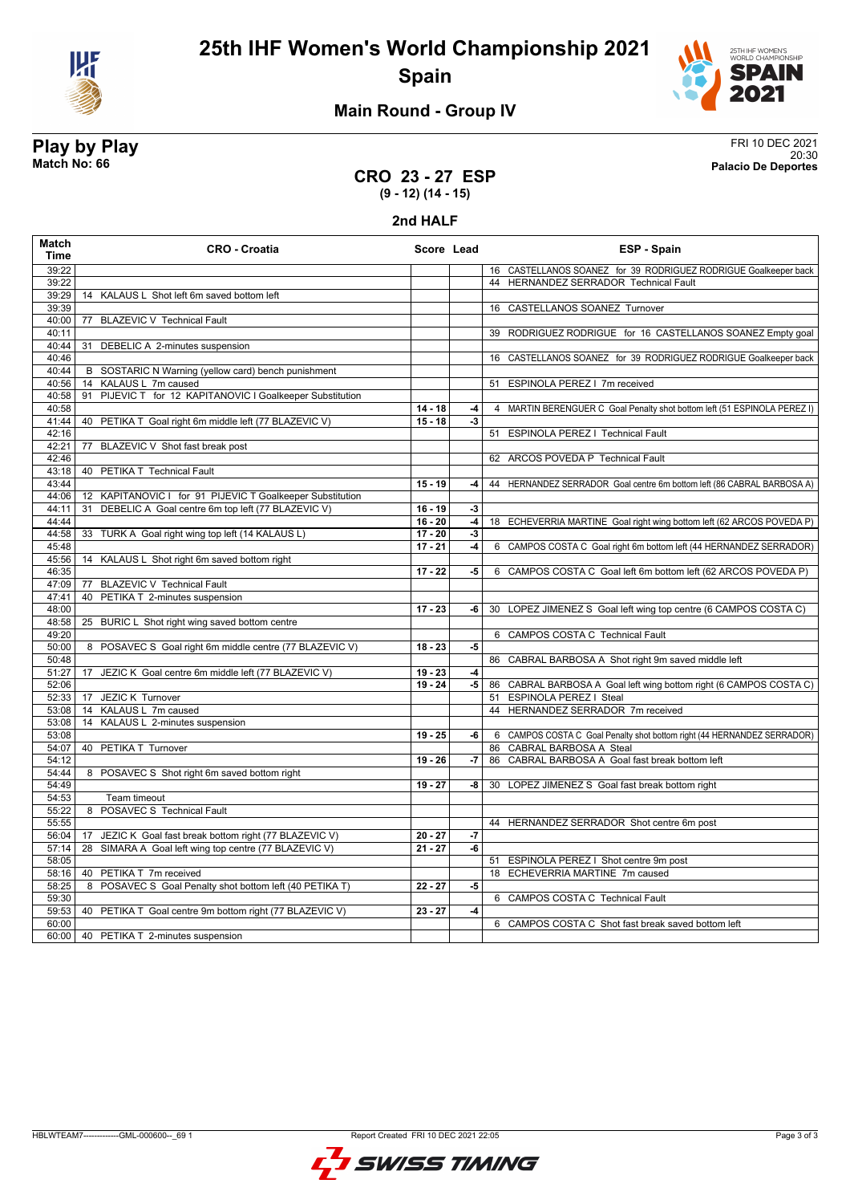# 25th IHF Women's World Championship 2021

## Spain

### Main Round - Group IV

**Play by Play**
**Match No: 66**

FRI 10 DEC 2021
20:30
**Palacio De Deportes**

## CRO 23 - 27 ESP
**(9 - 12) (14 - 15)**

### 2nd HALF

| Match Time | CRO - Croatia | Score | Lead | ESP - Spain |
|---|---|---|---|---|
| 39:22 | | | | 16 CASTELLANOS SOANEZ for 39 RODRIGUEZ RODRIGUE Goalkeeper back |
| 39:22 | | | | 44 HERNANDEZ SERRADOR Technical Fault |
| 39:29 | 14 KALAUS L Shot left 6m saved bottom left | | | |
| 39:39 | | | | 16 CASTELLANOS SOANEZ Turnover |
| 40:00 | 77 BLAZEVIC V Technical Fault | | | |
| 40:11 | | | | 39 RODRIGUEZ RODRIGUE for 16 CASTELLANOS SOANEZ Empty goal |
| 40:44 | 31 DEBELIC A 2-minutes suspension | | | |
| 40:46 | | | | 16 CASTELLANOS SOANEZ for 39 RODRIGUEZ RODRIGUE Goalkeeper back |
| 40:44 | B SOSTARIC N Warning (yellow card) bench punishment | | | |
| 40:56 | 14 KALAUS L 7m caused | | | 51 ESPINOLA PEREZ I 7m received |
| 40:58 | 91 PIJEVIC T for 12 KAPITANOVIC I Goalkeeper Substitution | | | |
| 40:58 | | 14 - 18 | -4 | 4 MARTIN BERENGUER C Goal Penalty shot bottom left (51 ESPINOLA PEREZ I) |
| 41:44 | 40 PETIKA T Goal right 6m middle left (77 BLAZEVIC V) | 15 - 18 | -3 | |
| 42:16 | | | | 51 ESPINOLA PEREZ I Technical Fault |
| 42:21 | 77 BLAZEVIC V Shot fast break post | | | |
| 42:46 | | | | 62 ARCOS POVEDA P Technical Fault |
| 43:18 | 40 PETIKA T Technical Fault | | | |
| 43:44 | | 15 - 19 | -4 | 44 HERNANDEZ SERRADOR Goal centre 6m bottom left (86 CABRAL BARBOSA A) |
| 44:06 | 12 KAPITANOVIC I for 91 PIJEVIC T Goalkeeper Substitution | | | |
| 44:11 | 31 DEBELIC A Goal centre 6m top left (77 BLAZEVIC V) | 16 - 19 | -3 | |
| 44:44 | | 16 - 20 | -4 | 18 ECHEVERRIA MARTINE Goal right wing bottom left (62 ARCOS POVEDA P) |
| 44:58 | 33 TURK A Goal right wing top left (14 KALAUS L) | 17 - 20 | -3 | |
| 45:48 | | 17 - 21 | -4 | 6 CAMPOS COSTA C Goal right 6m bottom left (44 HERNANDEZ SERRADOR) |
| 45:56 | 14 KALAUS L Shot right 6m saved bottom right | | | |
| 46:35 | | 17 - 22 | -5 | 6 CAMPOS COSTA C Goal left 6m bottom left (62 ARCOS POVEDA P) |
| 47:09 | 77 BLAZEVIC V Technical Fault | | | |
| 47:41 | 40 PETIKA T 2-minutes suspension | | | |
| 48:00 | | 17 - 23 | -6 | 30 LOPEZ JIMENEZ S Goal left wing top centre (6 CAMPOS COSTA C) |
| 48:58 | 25 BURIC L Shot right wing saved bottom centre | | | |
| 49:20 | | | | 6 CAMPOS COSTA C Technical Fault |
| 50:00 | 8 POSAVEC S Goal right 6m middle centre (77 BLAZEVIC V) | 18 - 23 | -5 | |
| 50:48 | | | | 86 CABRAL BARBOSA A Shot right 9m saved middle left |
| 51:27 | 17 JEZIC K Goal centre 6m middle left (77 BLAZEVIC V) | 19 - 23 | -4 | |
| 52:06 | | 19 - 24 | -5 | 86 CABRAL BARBOSA A Goal left wing bottom right (6 CAMPOS COSTA C) |
| 52:33 | 17 JEZIC K Turnover | | | 51 ESPINOLA PEREZ I Steal |
| 53:08 | 14 KALAUS L 7m caused | | | 44 HERNANDEZ SERRADOR 7m received |
| 53:08 | 14 KALAUS L 2-minutes suspension | | | |
| 53:08 | | 19 - 25 | -6 | 6 CAMPOS COSTA C Goal Penalty shot bottom right (44 HERNANDEZ SERRADOR) |
| 54:07 | 40 PETIKA T Turnover | | | 86 CABRAL BARBOSA A Steal |
| 54:12 | | 19 - 26 | -7 | 86 CABRAL BARBOSA A Goal fast break bottom left |
| 54:44 | 8 POSAVEC S Shot right 6m saved bottom right | | | |
| 54:49 | | 19 - 27 | -8 | 30 LOPEZ JIMENEZ S Goal fast break bottom right |
| 54:53 | Team timeout | | | |
| 55:22 | 8 POSAVEC S Technical Fault | | | |
| 55:55 | | | | 44 HERNANDEZ SERRADOR Shot centre 6m post |
| 56:04 | 17 JEZIC K Goal fast break bottom right (77 BLAZEVIC V) | 20 - 27 | -7 | |
| 57:14 | 28 SIMARA A Goal left wing top centre (77 BLAZEVIC V) | 21 - 27 | -6 | |
| 58:05 | | | | 51 ESPINOLA PEREZ I Shot centre 9m post |
| 58:16 | 40 PETIKA T 7m received | | | 18 ECHEVERRIA MARTINE 7m caused |
| 58:25 | 8 POSAVEC S Goal Penalty shot bottom left (40 PETIKA T) | 22 - 27 | -5 | |
| 59:30 | | | | 6 CAMPOS COSTA C Technical Fault |
| 59:53 | 40 PETIKA T Goal centre 9m bottom right (77 BLAZEVIC V) | 23 - 27 | -4 | |
| 60:00 | | | | 6 CAMPOS COSTA C Shot fast break saved bottom left |
| 60:00 | 40 PETIKA T 2-minutes suspension | | | |

HBLWTEAM7-------------GML-000600--_69 1    Report Created FRI 10 DEC 2021 22:05